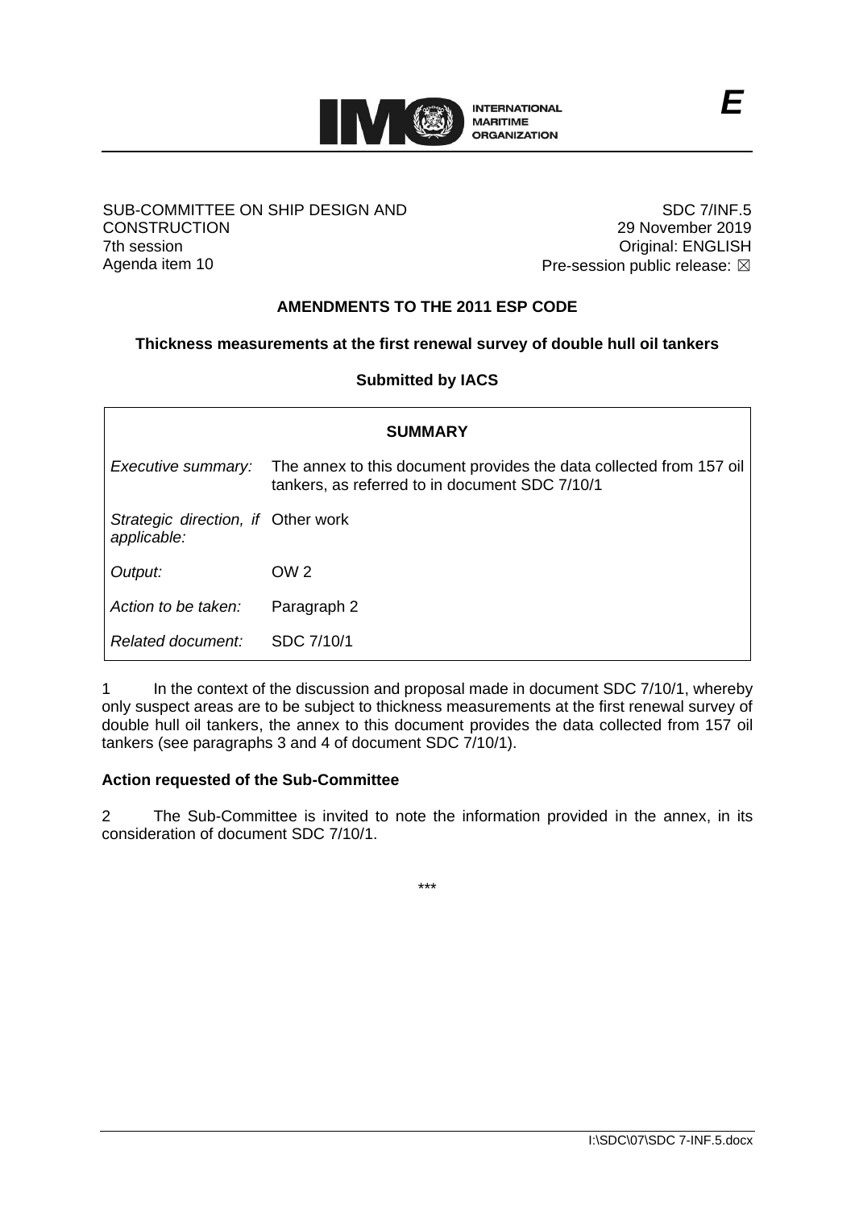E

SUB-COMMITTEE ON SHIP DESIGN AND CONSTRUCTION
7th session
Agenda item 10

SDC 7/INF.5
29 November 2019
Original: ENGLISH
Pre-session public release: ☒

## AMENDMENTS TO THE 2011 ESP CODE

### Thickness measurements at the first renewal survey of double hull oil tankers

#### Submitted by IACS

| SUMMARY | |
|---|---|
| *Executive summary:* | The annex to this document provides the data collected from 157 oil tankers, as referred to in document SDC 7/10/1 |
| *Strategic direction, if applicable:* | Other work |
| *Output:* | OW 2 |
| *Action to be taken:* | Paragraph 2 |
| *Related document:* | SDC 7/10/1 |

1 In the context of the discussion and proposal made in document SDC 7/10/1, whereby only suspect areas are to be subject to thickness measurements at the first renewal survey of double hull oil tankers, the annex to this document provides the data collected from 157 oil tankers (see paragraphs 3 and 4 of document SDC 7/10/1).

**Action requested of the Sub-Committee**

2 The Sub-Committee is invited to note the information provided in the annex, in its consideration of document SDC 7/10/1.

\*\*\*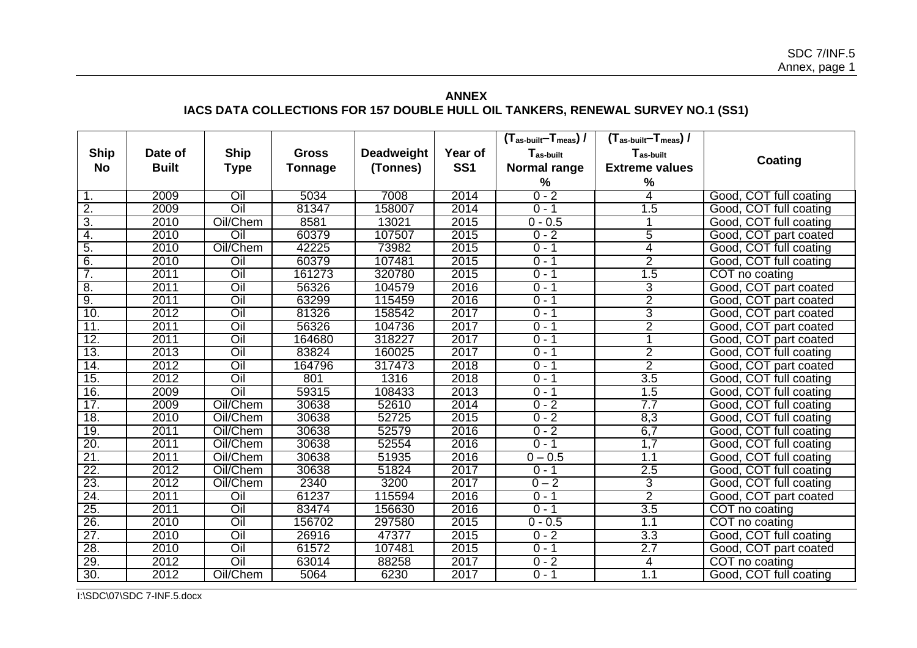**ANNEX**

**IACS DATA COLLECTIONS FOR 157 DOUBLE HULL OIL TANKERS, RENEWAL SURVEY NO.1 (SS1)**

| Ship No | Date of Built | Ship Type | Gross Tonnage | Deadweight (Tonnes) | Year of SS1 | $(T_{as\text{-}built} - T_{meas}) / T_{as\text{-}built}$ Normal range % | $(T_{as\text{-}built} - T_{meas}) / T_{as\text{-}built}$ Extreme values % | Coating |
|---|---|---|---|---|---|---|---|---|
| 1. | 2009 | Oil | 5034 | 7008 | 2014 | 0 - 2 | 4 | Good, COT full coating |
| 2. | 2009 | Oil | 81347 | 158007 | 2014 | 0 - 1 | 1.5 | Good, COT full coating |
| 3. | 2010 | Oil/Chem | 8581 | 13021 | 2015 | 0 - 0.5 | 1 | Good, COT full coating |
| 4. | 2010 | Oil | 60379 | 107507 | 2015 | 0 - 2 | 5 | Good, COT part coated |
| 5. | 2010 | Oil/Chem | 42225 | 73982 | 2015 | 0 - 1 | 4 | Good, COT full coating |
| 6. | 2010 | Oil | 60379 | 107481 | 2015 | 0 - 1 | 2 | Good, COT full coating |
| 7. | 2011 | Oil | 161273 | 320780 | 2015 | 0 - 1 | 1.5 | COT no coating |
| 8. | 2011 | Oil | 56326 | 104579 | 2016 | 0 - 1 | 3 | Good, COT part coated |
| 9. | 2011 | Oil | 63299 | 115459 | 2016 | 0 - 1 | 2 | Good, COT part coated |
| 10. | 2012 | Oil | 81326 | 158542 | 2017 | 0 - 1 | 3 | Good, COT part coated |
| 11. | 2011 | Oil | 56326 | 104736 | 2017 | 0 - 1 | 2 | Good, COT part coated |
| 12. | 2011 | Oil | 164680 | 318227 | 2017 | 0 - 1 | 1 | Good, COT part coated |
| 13. | 2013 | Oil | 83824 | 160025 | 2017 | 0 - 1 | 2 | Good, COT full coating |
| 14. | 2012 | Oil | 164796 | 317473 | 2018 | 0 - 1 | 2 | Good, COT part coated |
| 15. | 2012 | Oil | 801 | 1316 | 2018 | 0 - 1 | 3.5 | Good, COT full coating |
| 16. | 2009 | Oil | 59315 | 108433 | 2013 | 0 - 1 | 1.5 | Good, COT full coating |
| 17. | 2009 | Oil/Chem | 30638 | 52610 | 2014 | 0 - 2 | 7.7 | Good, COT full coating |
| 18. | 2010 | Oil/Chem | 30638 | 52725 | 2015 | 0 - 2 | 8,3 | Good, COT full coating |
| 19. | 2011 | Oil/Chem | 30638 | 52579 | 2016 | 0 - 2 | 6,7 | Good, COT full coating |
| 20. | 2011 | Oil/Chem | 30638 | 52554 | 2016 | 0 - 1 | 1,7 | Good, COT full coating |
| 21. | 2011 | Oil/Chem | 30638 | 51935 | 2016 | 0 – 0.5 | 1.1 | Good, COT full coating |
| 22. | 2012 | Oil/Chem | 30638 | 51824 | 2017 | 0 - 1 | 2.5 | Good, COT full coating |
| 23. | 2012 | Oil/Chem | 2340 | 3200 | 2017 | 0 – 2 | 3 | Good, COT full coating |
| 24. | 2011 | Oil | 61237 | 115594 | 2016 | 0 - 1 | 2 | Good, COT part coated |
| 25. | 2011 | Oil | 83474 | 156630 | 2016 | 0 - 1 | 3.5 | COT no coating |
| 26. | 2010 | Oil | 156702 | 297580 | 2015 | 0 - 0.5 | 1.1 | COT no coating |
| 27. | 2010 | Oil | 26916 | 47377 | 2015 | 0 - 2 | 3.3 | Good, COT full coating |
| 28. | 2010 | Oil | 61572 | 107481 | 2015 | 0 - 1 | 2.7 | Good, COT part coated |
| 29. | 2012 | Oil | 63014 | 88258 | 2017 | 0 - 2 | 4 | COT no coating |
| 30. | 2012 | Oil/Chem | 5064 | 6230 | 2017 | 0 - 1 | 1.1 | Good, COT full coating |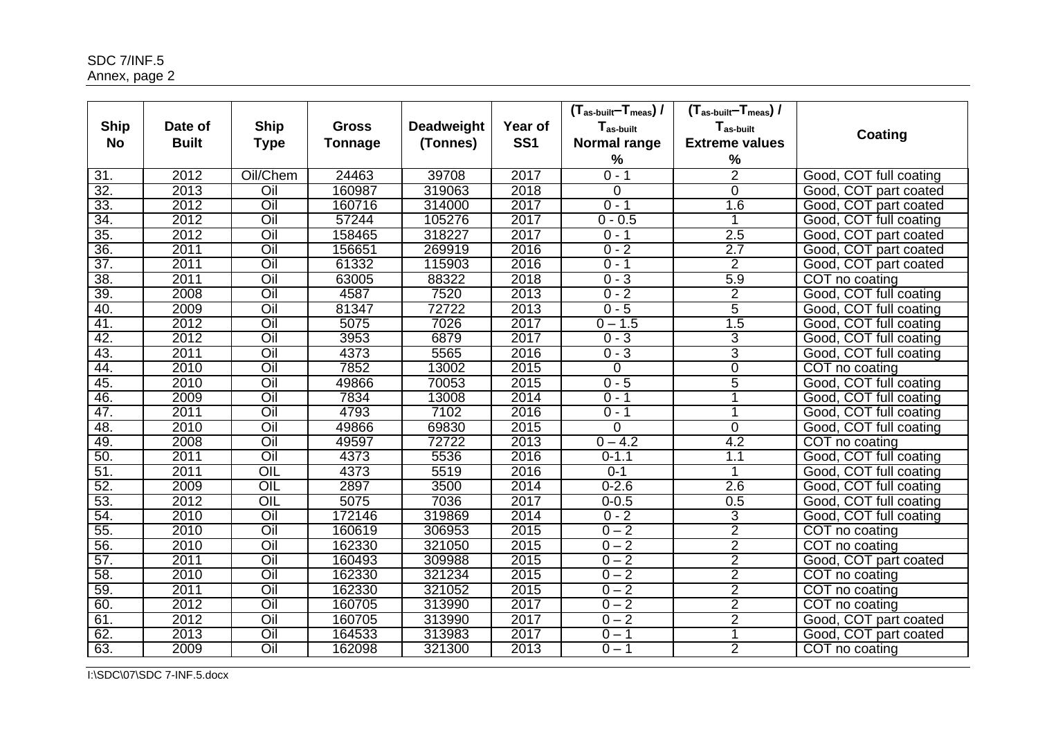| Ship No | Date of Built | Ship Type | Gross Tonnage | Deadweight (Tonnes) | Year of SS1 | $(T_{as\text{-}built}–T_{meas})$ / $T_{as\text{-}built}$ Normal range % | $(T_{as\text{-}built}–T_{meas})$ / $T_{as\text{-}built}$ Extreme values % | Coating |
|---|---|---|---|---|---|---|---|---|
| 31. | 2012 | Oil/Chem | 24463 | 39708 | 2017 | 0 - 1 | 2 | Good, COT full coating |
| 32. | 2013 | Oil | 160987 | 319063 | 2018 | 0 | 0 | Good, COT part coated |
| 33. | 2012 | Oil | 160716 | 314000 | 2017 | 0 - 1 | 1.6 | Good, COT part coated |
| 34. | 2012 | Oil | 57244 | 105276 | 2017 | 0 - 0.5 | 1 | Good, COT full coating |
| 35. | 2012 | Oil | 158465 | 318227 | 2017 | 0 - 1 | 2.5 | Good, COT part coated |
| 36. | 2011 | Oil | 156651 | 269919 | 2016 | 0 - 2 | 2.7 | Good, COT part coated |
| 37. | 2011 | Oil | 61332 | 115903 | 2016 | 0 - 1 | 2 | Good, COT part coated |
| 38. | 2011 | Oil | 63005 | 88322 | 2018 | 0 - 3 | 5.9 | COT no coating |
| 39. | 2008 | Oil | 4587 | 7520 | 2013 | 0 - 2 | 2 | Good, COT full coating |
| 40. | 2009 | Oil | 81347 | 72722 | 2013 | 0 - 5 | 5 | Good, COT full coating |
| 41. | 2012 | Oil | 5075 | 7026 | 2017 | 0 – 1.5 | 1.5 | Good, COT full coating |
| 42. | 2012 | Oil | 3953 | 6879 | 2017 | 0 - 3 | 3 | Good, COT full coating |
| 43. | 2011 | Oil | 4373 | 5565 | 2016 | 0 - 3 | 3 | Good, COT full coating |
| 44. | 2010 | Oil | 7852 | 13002 | 2015 | 0 | 0 | COT no coating |
| 45. | 2010 | Oil | 49866 | 70053 | 2015 | 0 - 5 | 5 | Good, COT full coating |
| 46. | 2009 | Oil | 7834 | 13008 | 2014 | 0 - 1 | 1 | Good, COT full coating |
| 47. | 2011 | Oil | 4793 | 7102 | 2016 | 0 - 1 | 1 | Good, COT full coating |
| 48. | 2010 | Oil | 49866 | 69830 | 2015 | 0 | 0 | Good, COT full coating |
| 49. | 2008 | Oil | 49597 | 72722 | 2013 | 0 – 4.2 | 4.2 | COT no coating |
| 50. | 2011 | Oil | 4373 | 5536 | 2016 | 0-1.1 | 1.1 | Good, COT full coating |
| 51. | 2011 | OIL | 4373 | 5519 | 2016 | 0-1 | 1 | Good, COT full coating |
| 52. | 2009 | OIL | 2897 | 3500 | 2014 | 0-2.6 | 2.6 | Good, COT full coating |
| 53. | 2012 | OIL | 5075 | 7036 | 2017 | 0-0.5 | 0.5 | Good, COT full coating |
| 54. | 2010 | Oil | 172146 | 319869 | 2014 | 0 - 2 | 3 | Good, COT full coating |
| 55. | 2010 | Oil | 160619 | 306953 | 2015 | 0 – 2 | 2 | COT no coating |
| 56. | 2010 | Oil | 162330 | 321050 | 2015 | 0 – 2 | 2 | COT no coating |
| 57. | 2011 | Oil | 160493 | 309988 | 2015 | 0 – 2 | 2 | Good, COT part coated |
| 58. | 2010 | Oil | 162330 | 321234 | 2015 | 0 – 2 | 2 | COT no coating |
| 59. | 2011 | Oil | 162330 | 321052 | 2015 | 0 – 2 | 2 | COT no coating |
| 60. | 2012 | Oil | 160705 | 313990 | 2017 | 0 – 2 | 2 | COT no coating |
| 61. | 2012 | Oil | 160705 | 313990 | 2017 | 0 – 2 | 2 | Good, COT part coated |
| 62. | 2013 | Oil | 164533 | 313983 | 2017 | 0 – 1 | 1 | Good, COT part coated |
| 63. | 2009 | Oil | 162098 | 321300 | 2013 | 0 – 1 | 2 | COT no coating |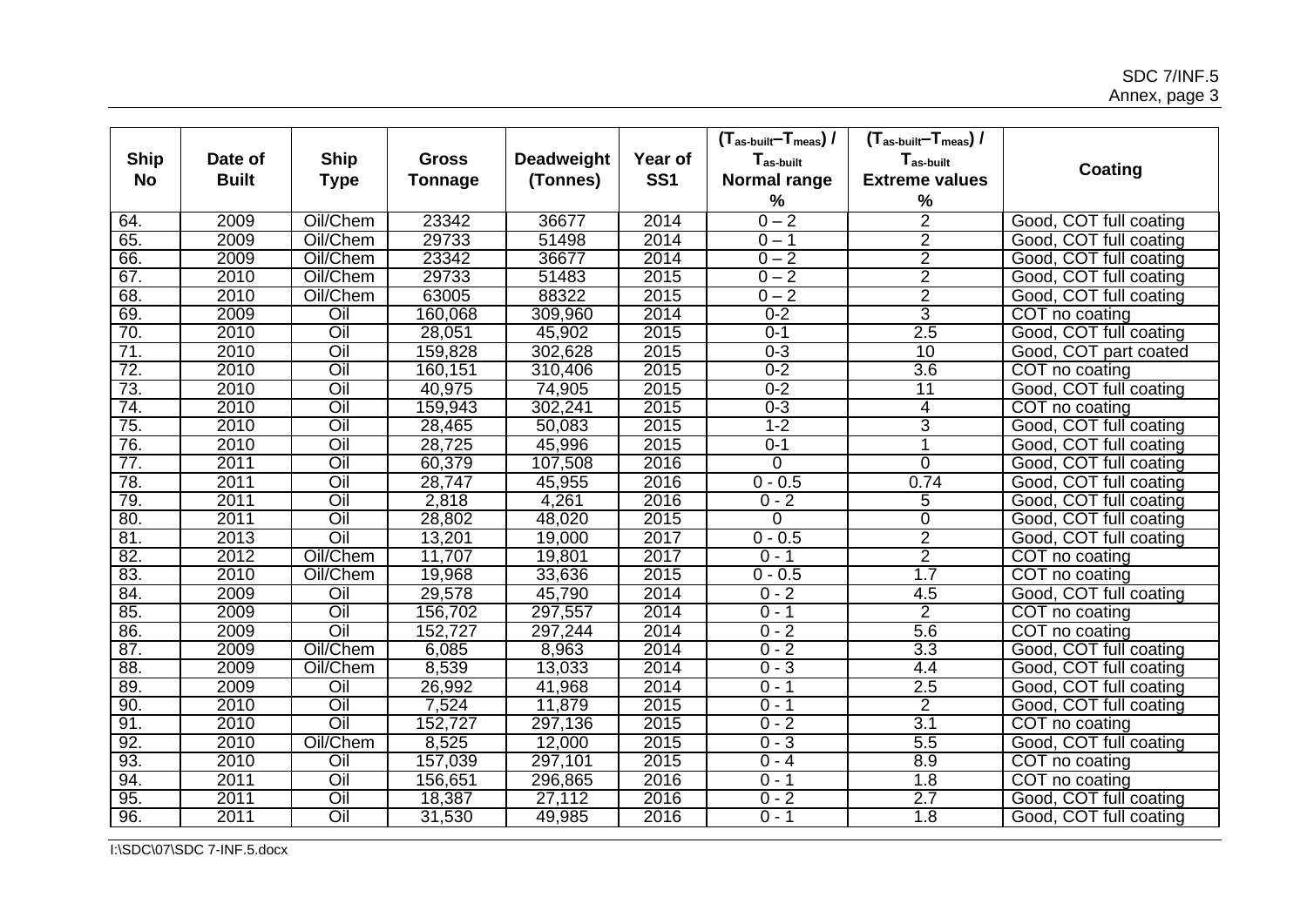| Ship No | Date of Built | Ship Type | Gross Tonnage | Deadweight (Tonnes) | Year of SS1 | $(T_{as\text{-}built} - T_{meas}) / T_{as\text{-}built}$ Normal range % | $(T_{as\text{-}built} - T_{meas}) / T_{as\text{-}built}$ Extreme values % | Coating |
|---|---|---|---|---|---|---|---|---|
| 64. | 2009 | Oil/Chem | 23342 | 36677 | 2014 | 0 – 2 | 2 | Good, COT full coating |
| 65. | 2009 | Oil/Chem | 29733 | 51498 | 2014 | 0 – 1 | 2 | Good, COT full coating |
| 66. | 2009 | Oil/Chem | 23342 | 36677 | 2014 | 0 – 2 | 2 | Good, COT full coating |
| 67. | 2010 | Oil/Chem | 29733 | 51483 | 2015 | 0 – 2 | 2 | Good, COT full coating |
| 68. | 2010 | Oil/Chem | 63005 | 88322 | 2015 | 0 – 2 | 2 | Good, COT full coating |
| 69. | 2009 | Oil | 160,068 | 309,960 | 2014 | 0-2 | 3 | COT no coating |
| 70. | 2010 | Oil | 28,051 | 45,902 | 2015 | 0-1 | 2.5 | Good, COT full coating |
| 71. | 2010 | Oil | 159,828 | 302,628 | 2015 | 0-3 | 10 | Good, COT part coated |
| 72. | 2010 | Oil | 160,151 | 310,406 | 2015 | 0-2 | 3.6 | COT no coating |
| 73. | 2010 | Oil | 40,975 | 74,905 | 2015 | 0-2 | 11 | Good, COT full coating |
| 74. | 2010 | Oil | 159,943 | 302,241 | 2015 | 0-3 | 4 | COT no coating |
| 75. | 2010 | Oil | 28,465 | 50,083 | 2015 | 1-2 | 3 | Good, COT full coating |
| 76. | 2010 | Oil | 28,725 | 45,996 | 2015 | 0-1 | 1 | Good, COT full coating |
| 77. | 2011 | Oil | 60,379 | 107,508 | 2016 | 0 | 0 | Good, COT full coating |
| 78. | 2011 | Oil | 28,747 | 45,955 | 2016 | 0 - 0.5 | 0.74 | Good, COT full coating |
| 79. | 2011 | Oil | 2,818 | 4,261 | 2016 | 0 - 2 | 5 | Good, COT full coating |
| 80. | 2011 | Oil | 28,802 | 48,020 | 2015 | 0 | 0 | Good, COT full coating |
| 81. | 2013 | Oil | 13,201 | 19,000 | 2017 | 0 - 0.5 | 2 | Good, COT full coating |
| 82. | 2012 | Oil/Chem | 11,707 | 19,801 | 2017 | 0 - 1 | 2 | COT no coating |
| 83. | 2010 | Oil/Chem | 19,968 | 33,636 | 2015 | 0 - 0.5 | 1.7 | COT no coating |
| 84. | 2009 | Oil | 29,578 | 45,790 | 2014 | 0 - 2 | 4.5 | Good, COT full coating |
| 85. | 2009 | Oil | 156,702 | 297,557 | 2014 | 0 - 1 | 2 | COT no coating |
| 86. | 2009 | Oil | 152,727 | 297,244 | 2014 | 0 - 2 | 5.6 | COT no coating |
| 87. | 2009 | Oil/Chem | 6,085 | 8,963 | 2014 | 0 - 2 | 3.3 | Good, COT full coating |
| 88. | 2009 | Oil/Chem | 8,539 | 13,033 | 2014 | 0 - 3 | 4.4 | Good, COT full coating |
| 89. | 2009 | Oil | 26,992 | 41,968 | 2014 | 0 - 1 | 2.5 | Good, COT full coating |
| 90. | 2010 | Oil | 7,524 | 11,879 | 2015 | 0 - 1 | 2 | Good, COT full coating |
| 91. | 2010 | Oil | 152,727 | 297,136 | 2015 | 0 - 2 | 3.1 | COT no coating |
| 92. | 2010 | Oil/Chem | 8,525 | 12,000 | 2015 | 0 - 3 | 5.5 | Good, COT full coating |
| 93. | 2010 | Oil | 157,039 | 297,101 | 2015 | 0 - 4 | 8.9 | COT no coating |
| 94. | 2011 | Oil | 156,651 | 296,865 | 2016 | 0 - 1 | 1.8 | COT no coating |
| 95. | 2011 | Oil | 18,387 | 27,112 | 2016 | 0 - 2 | 2.7 | Good, COT full coating |
| 96. | 2011 | Oil | 31,530 | 49,985 | 2016 | 0 - 1 | 1.8 | Good, COT full coating |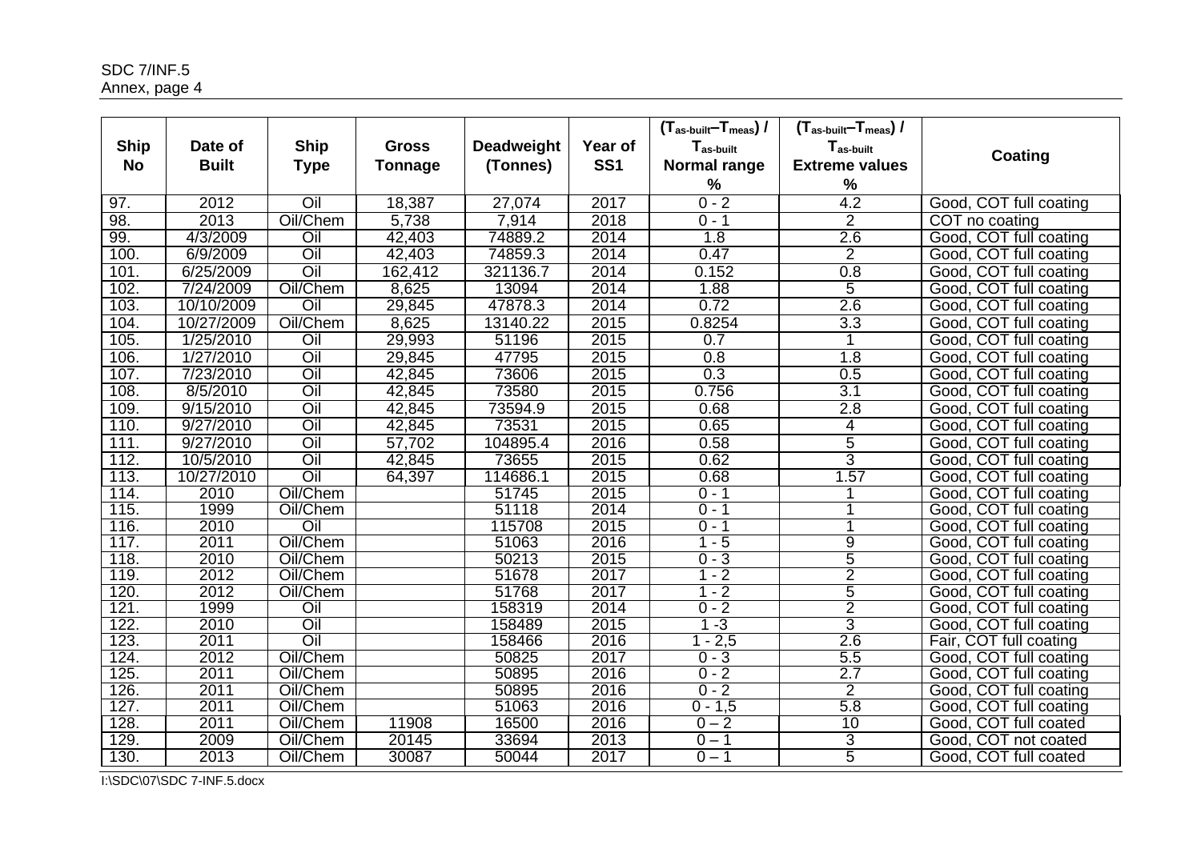| Ship No | Date of Built | Ship Type | Gross Tonnage | Deadweight (Tonnes) | Year of SS1 | $(T_{as\text{-}built}-T_{meas})$ / $T_{as\text{-}built}$ Normal range % | $(T_{as\text{-}built}-T_{meas})$ / $T_{as\text{-}built}$ Extreme values % | Coating |
|---|---|---|---|---|---|---|---|---|
| 97. | 2012 | Oil | 18,387 | 27,074 | 2017 | 0 - 2 | 4.2 | Good, COT full coating |
| 98. | 2013 | Oil/Chem | 5,738 | 7,914 | 2018 | 0 - 1 | 2 | COT no coating |
| 99. | 4/3/2009 | Oil | 42,403 | 74889.2 | 2014 | 1.8 | 2.6 | Good, COT full coating |
| 100. | 6/9/2009 | Oil | 42,403 | 74859.3 | 2014 | 0.47 | 2 | Good, COT full coating |
| 101. | 6/25/2009 | Oil | 162,412 | 321136.7 | 2014 | 0.152 | 0.8 | Good, COT full coating |
| 102. | 7/24/2009 | Oil/Chem | 8,625 | 13094 | 2014 | 1.88 | 5 | Good, COT full coating |
| 103. | 10/10/2009 | Oil | 29,845 | 47878.3 | 2014 | 0.72 | 2.6 | Good, COT full coating |
| 104. | 10/27/2009 | Oil/Chem | 8,625 | 13140.22 | 2015 | 0.8254 | 3.3 | Good, COT full coating |
| 105. | 1/25/2010 | Oil | 29,993 | 51196 | 2015 | 0.7 | 1 | Good, COT full coating |
| 106. | 1/27/2010 | Oil | 29,845 | 47795 | 2015 | 0.8 | 1.8 | Good, COT full coating |
| 107. | 7/23/2010 | Oil | 42,845 | 73606 | 2015 | 0.3 | 0.5 | Good, COT full coating |
| 108. | 8/5/2010 | Oil | 42,845 | 73580 | 2015 | 0.756 | 3.1 | Good, COT full coating |
| 109. | 9/15/2010 | Oil | 42,845 | 73594.9 | 2015 | 0.68 | 2.8 | Good, COT full coating |
| 110. | 9/27/2010 | Oil | 42,845 | 73531 | 2015 | 0.65 | 4 | Good, COT full coating |
| 111. | 9/27/2010 | Oil | 57,702 | 104895.4 | 2016 | 0.58 | 5 | Good, COT full coating |
| 112. | 10/5/2010 | Oil | 42,845 | 73655 | 2015 | 0.62 | 3 | Good, COT full coating |
| 113. | 10/27/2010 | Oil | 64,397 | 114686.1 | 2015 | 0.68 | 1.57 | Good, COT full coating |
| 114. | 2010 | Oil/Chem | | 51745 | 2015 | 0 - 1 | 1 | Good, COT full coating |
| 115. | 1999 | Oil/Chem | | 51118 | 2014 | 0 - 1 | 1 | Good, COT full coating |
| 116. | 2010 | Oil | | 115708 | 2015 | 0 - 1 | 1 | Good, COT full coating |
| 117. | 2011 | Oil/Chem | | 51063 | 2016 | 1 - 5 | 9 | Good, COT full coating |
| 118. | 2010 | Oil/Chem | | 50213 | 2015 | 0 - 3 | 5 | Good, COT full coating |
| 119. | 2012 | Oil/Chem | | 51678 | 2017 | 1 - 2 | 2 | Good, COT full coating |
| 120. | 2012 | Oil/Chem | | 51768 | 2017 | 1 - 2 | 5 | Good, COT full coating |
| 121. | 1999 | Oil | | 158319 | 2014 | 0 - 2 | 2 | Good, COT full coating |
| 122. | 2010 | Oil | | 158489 | 2015 | 1 -3 | 3 | Good, COT full coating |
| 123. | 2011 | Oil | | 158466 | 2016 | 1 - 2,5 | 2.6 | Fair, COT full coating |
| 124. | 2012 | Oil/Chem | | 50825 | 2017 | 0 - 3 | 5.5 | Good, COT full coating |
| 125. | 2011 | Oil/Chem | | 50895 | 2016 | 0 - 2 | 2.7 | Good, COT full coating |
| 126. | 2011 | Oil/Chem | | 50895 | 2016 | 0 - 2 | 2 | Good, COT full coating |
| 127. | 2011 | Oil/Chem | | 51063 | 2016 | 0 - 1,5 | 5.8 | Good, COT full coating |
| 128. | 2011 | Oil/Chem | 11908 | 16500 | 2016 | 0 – 2 | 10 | Good, COT full coated |
| 129. | 2009 | Oil/Chem | 20145 | 33694 | 2013 | 0 – 1 | 3 | Good, COT not coated |
| 130. | 2013 | Oil/Chem | 30087 | 50044 | 2017 | 0 – 1 | 5 | Good, COT full coated |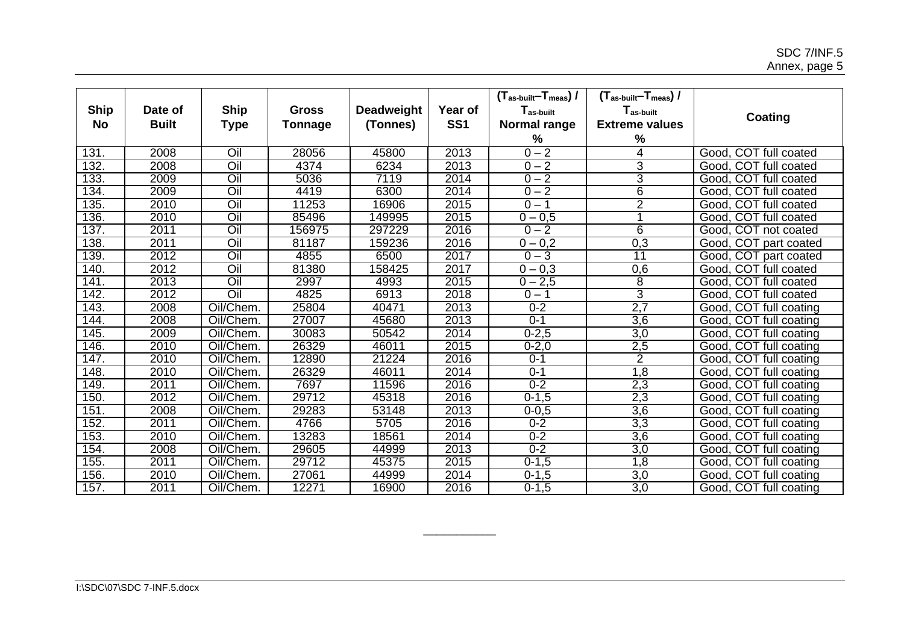| Ship No | Date of Built | Ship Type | Gross Tonnage | Deadweight (Tonnes) | Year of SS1 | $(T_{as\text{-}built} – T_{meas})$ / $T_{as\text{-}built}$ Normal range % | $(T_{as\text{-}built} – T_{meas})$ / $T_{as\text{-}built}$ Extreme values % | Coating |
|---|---|---|---|---|---|---|---|---|
| 131. | 2008 | Oil | 28056 | 45800 | 2013 | 0 – 2 | 4 | Good, COT full coated |
| 132. | 2008 | Oil | 4374 | 6234 | 2013 | 0 – 2 | 3 | Good, COT full coated |
| 133. | 2009 | Oil | 5036 | 7119 | 2014 | 0 – 2 | 3 | Good, COT full coated |
| 134. | 2009 | Oil | 4419 | 6300 | 2014 | 0 – 2 | 6 | Good, COT full coated |
| 135. | 2010 | Oil | 11253 | 16906 | 2015 | 0 – 1 | 2 | Good, COT full coated |
| 136. | 2010 | Oil | 85496 | 149995 | 2015 | 0 – 0,5 | 1 | Good, COT full coated |
| 137. | 2011 | Oil | 156975 | 297229 | 2016 | 0 – 2 | 6 | Good, COT not coated |
| 138. | 2011 | Oil | 81187 | 159236 | 2016 | 0 – 0,2 | 0,3 | Good, COT part coated |
| 139. | 2012 | Oil | 4855 | 6500 | 2017 | 0 – 3 | 11 | Good, COT part coated |
| 140. | 2012 | Oil | 81380 | 158425 | 2017 | 0 – 0,3 | 0,6 | Good, COT full coated |
| 141. | 2013 | Oil | 2997 | 4993 | 2015 | 0 – 2,5 | 8 | Good, COT full coated |
| 142. | 2012 | Oil | 4825 | 6913 | 2018 | 0 – 1 | 3 | Good, COT full coated |
| 143. | 2008 | Oil/Chem. | 25804 | 40471 | 2013 | 0-2 | 2,7 | Good, COT full coating |
| 144. | 2008 | Oil/Chem. | 27007 | 45680 | 2013 | 0-1 | 3,6 | Good, COT full coating |
| 145. | 2009 | Oil/Chem. | 30083 | 50542 | 2014 | 0-2,5 | 3,0 | Good, COT full coating |
| 146. | 2010 | Oil/Chem. | 26329 | 46011 | 2015 | 0-2,0 | 2,5 | Good, COT full coating |
| 147. | 2010 | Oil/Chem. | 12890 | 21224 | 2016 | 0-1 | 2 | Good, COT full coating |
| 148. | 2010 | Oil/Chem. | 26329 | 46011 | 2014 | 0-1 | 1,8 | Good, COT full coating |
| 149. | 2011 | Oil/Chem. | 7697 | 11596 | 2016 | 0-2 | 2,3 | Good, COT full coating |
| 150. | 2012 | Oil/Chem. | 29712 | 45318 | 2016 | 0-1,5 | 2,3 | Good, COT full coating |
| 151. | 2008 | Oil/Chem. | 29283 | 53148 | 2013 | 0-0,5 | 3,6 | Good, COT full coating |
| 152. | 2011 | Oil/Chem. | 4766 | 5705 | 2016 | 0-2 | 3,3 | Good, COT full coating |
| 153. | 2010 | Oil/Chem. | 13283 | 18561 | 2014 | 0-2 | 3,6 | Good, COT full coating |
| 154. | 2008 | Oil/Chem. | 29605 | 44999 | 2013 | 0-2 | 3,0 | Good, COT full coating |
| 155. | 2011 | Oil/Chem. | 29712 | 45375 | 2015 | 0-1,5 | 1,8 | Good, COT full coating |
| 156. | 2010 | Oil/Chem. | 27061 | 44999 | 2014 | 0-1,5 | 3,0 | Good, COT full coating |
| 157. | 2011 | Oil/Chem. | 12271 | 16900 | 2016 | 0-1,5 | 3,0 | Good, COT full coating |

___________